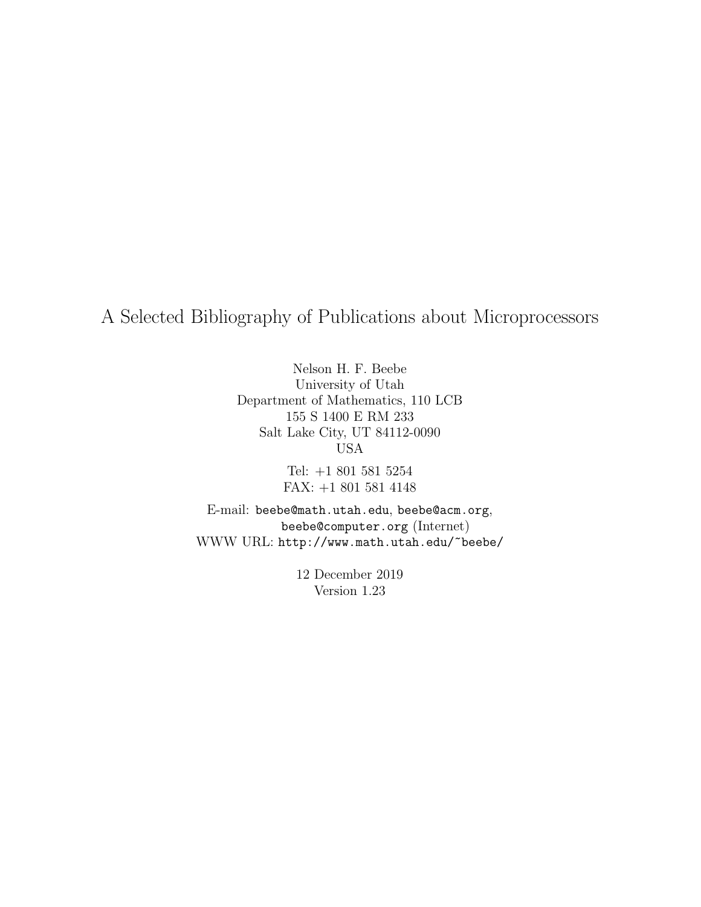# A Selected Bibliography of Publications about Microprocessors

Nelson H. F. Beebe
University of Utah
Department of Mathematics, 110 LCB
155 S 1400 E RM 233
Salt Lake City, UT 84112-0090
USA

Tel: +1 801 581 5254
FAX: +1 801 581 4148

E-mail: `beebe@math.utah.edu`, `beebe@acm.org`,
`beebe@computer.org` (Internet)
WWW URL: `http://www.math.utah.edu/~beebe/`

12 December 2019
Version 1.23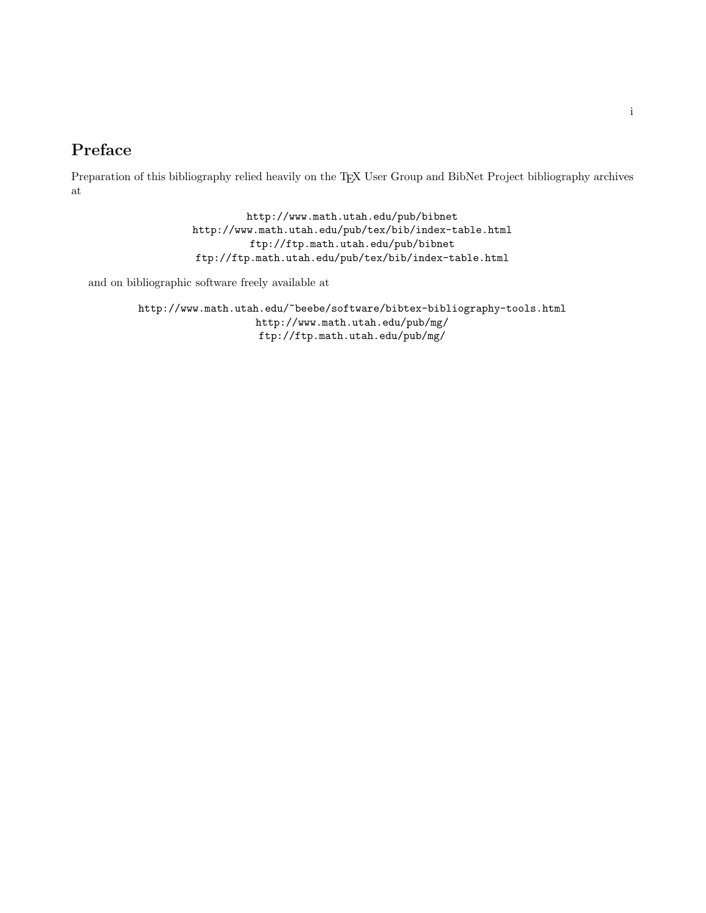# Preface

Preparation of this bibliography relied heavily on the TEX User Group and BibNet Project bibliography archives at

```
http://www.math.utah.edu/pub/bibnet
http://www.math.utah.edu/pub/tex/bib/index-table.html
ftp://ftp.math.utah.edu/pub/bibnet
ftp://ftp.math.utah.edu/pub/tex/bib/index-table.html
```

and on bibliographic software freely available at

```
http://www.math.utah.edu/~beebe/software/bibtex-bibliography-tools.html
http://www.math.utah.edu/pub/mg/
ftp://ftp.math.utah.edu/pub/mg/
```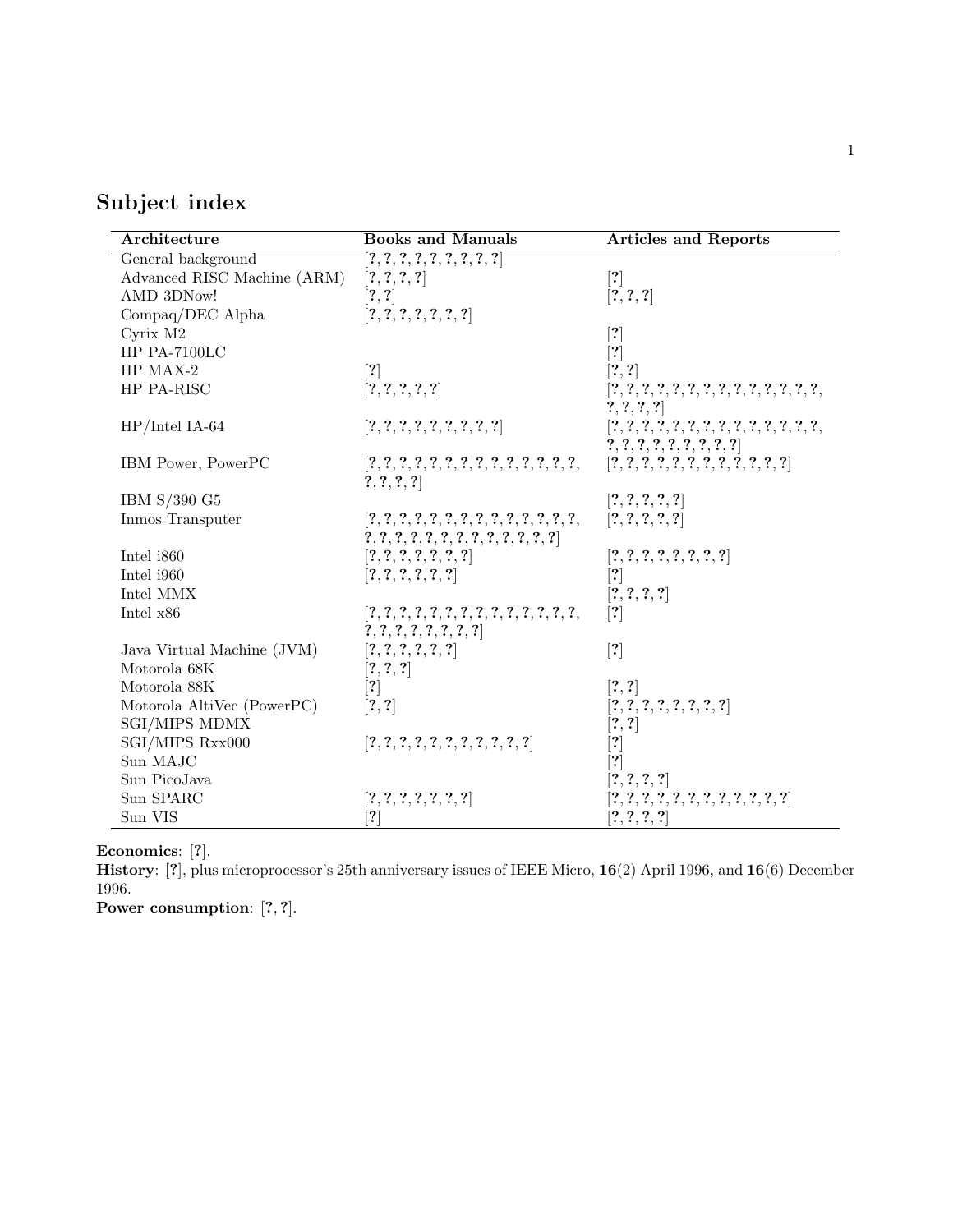# Subject index

| Architecture | Books and Manuals | Articles and Reports |
|---|---|---|
| General background | [?, ?, ?, ?, ?, ?, ?, ?, ?] | |
| Advanced RISC Machine (ARM) | [?, ?, ?, ?] | [?] |
| AMD 3DNow! | [?, ?] | [?, ?, ?] |
| Compaq/DEC Alpha | [?, ?, ?, ?, ?, ?, ?] | |
| Cyrix M2 | | [?] |
| HP PA-7100LC | | [?] |
| HP MAX-2 | [?] | [?, ?] |
| HP PA-RISC | [?, ?, ?, ?, ?] | [?, ?, ?, ?, ?, ?, ?, ?, ?, ?, ?, ?, ?, ?, ?, ?, ?, ?, ?] |
| HP/Intel IA-64 | [?, ?, ?, ?, ?, ?, ?, ?, ?] | [?, ?, ?, ?, ?, ?, ?, ?, ?, ?, ?, ?, ?, ?, ?, ?, ?, ?, ?, ?, ?, ?, ?, ?, ?] |
| IBM Power, PowerPC | [?, ?, ?, ?, ?, ?, ?, ?, ?, ?, ?, ?, ?, ?, ?, ?, ?, ?, ?, ?] | [?, ?, ?, ?, ?, ?, ?, ?, ?, ?, ?, ?, ?] |
| IBM S/390 G5 | | [?, ?, ?, ?, ?] |
| Inmos Transputer | [?, ?, ?, ?, ?, ?, ?, ?, ?, ?, ?, ?, ?, ?, ?, ?, ?, ?, ?, ?, ?, ?, ?, ?, ?, ?, ?, ?, ?, ?] | [?, ?, ?, ?, ?] |
| Intel i860 | [?, ?, ?, ?, ?, ?, ?] | [?, ?, ?, ?, ?, ?, ?, ?] |
| Intel i960 | [?, ?, ?, ?, ?, ?] | [?] |
| Intel MMX | | [?, ?, ?, ?] |
| Intel x86 | [?, ?, ?, ?, ?, ?, ?, ?, ?, ?, ?, ?, ?, ?, ?, ?, ?, ?, ?, ?, ?, ?, ?, ?] | [?] |
| Java Virtual Machine (JVM) | [?, ?, ?, ?, ?, ?] | [?] |
| Motorola 68K | [?, ?, ?] | |
| Motorola 88K | [?] | [?, ?] |
| Motorola AltiVec (PowerPC) | [?, ?] | [?, ?, ?, ?, ?, ?, ?, ?] |
| SGI/MIPS MDMX | | [?, ?] |
| SGI/MIPS Rxx000 | [?, ?, ?, ?, ?, ?, ?, ?, ?, ?, ?] | [?] |
| Sun MAJC | | [?] |
| Sun PicoJava | | [?, ?, ?, ?] |
| Sun SPARC | [?, ?, ?, ?, ?, ?, ?] | [?, ?, ?, ?, ?, ?, ?, ?, ?, ?, ?, ?, ?] |
| Sun VIS | [?] | [?, ?, ?, ?] |

**Economics**: [?].

**History**: [?], plus microprocessor's 25th anniversary issues of IEEE Micro, **16**(2) April 1996, and **16**(6) December 1996.

**Power consumption**: [?, ?].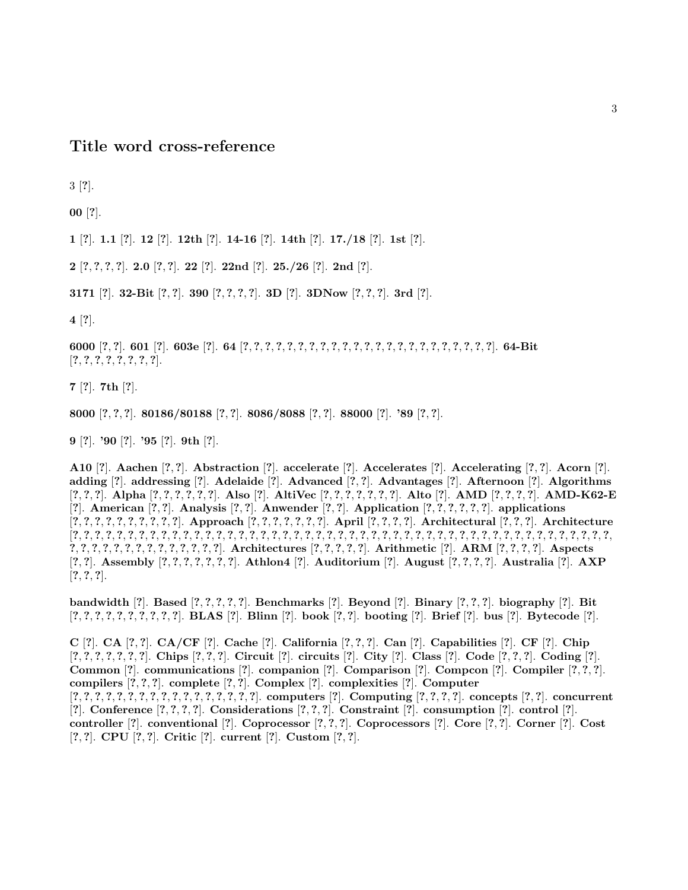## Title word cross-reference

3 [?].

**00** [?].

**1** [?]. **1.1** [?]. **12** [?]. **12th** [?]. **14-16** [?]. **14th** [?]. **17./18** [?]. **1st** [?].

**2** [?, ?, ?, ?]. **2.0** [?, ?]. **22** [?]. **22nd** [?]. **25./26** [?]. **2nd** [?].

**3171** [?]. **32-Bit** [?, ?]. **390** [?, ?, ?, ?]. **3D** [?]. **3DNow** [?, ?, ?]. **3rd** [?].

**4** [?].

**6000** [?, ?]. **601** [?]. **603e** [?]. **64** [?, ?, ?, ?, ?, ?, ?, ?, ?, ?, ?, ?, ?, ?, ?, ?, ?, ?, ?, ?, ?, ?, ?, ?, ?, ?, ?]. **64-Bit** [?, ?, ?, ?, ?, ?, ?, ?, ?, ?].

**7** [?]. **7th** [?].

**8000** [?, ?, ?]. **80186/80188** [?, ?]. **8086/8088** [?, ?]. **88000** [?]. **'89** [?, ?].

**9** [?]. **'90** [?]. **'95** [?]. **9th** [?].

**A10** [?]. **Aachen** [?, ?]. **Abstraction** [?]. **accelerate** [?]. **Accelerates** [?]. **Accelerating** [?, ?]. **Acorn** [?]. **adding** [?]. **addressing** [?]. **Adelaide** [?]. **Advanced** [?, ?]. **Advantages** [?]. **Afternoon** [?]. **Algorithms** [?, ?, ?]. **Alpha** [?, ?, ?, ?, ?, ?, ?]. **Also** [?]. **AltiVec** [?, ?, ?, ?, ?, ?, ?, ?]. **Alto** [?]. **AMD** [?, ?, ?, ?]. **AMD-K62-E** [?]. **American** [?, ?]. **Analysis** [?, ?]. **Anwender** [?, ?]. **Application** [?, ?, ?, ?, ?, ?]. **applications** [?, ?, ?, ?, ?, ?, ?, ?, ?, ?, ?]. **Approach** [?, ?, ?, ?, ?, ?, ?, ?]. **April** [?, ?, ?, ?]. **Architectural** [?, ?, ?]. **Architecture** [?, ?, ?, ?, ?, ?, ?, ?, ?, ?, ?, ?, ?, ?, ?, ?, ?, ?, ?, ?, ?, ?, ?, ?, ?, ?, ?, ?, ?, ?, ?, ?, ?, ?, ?, ?, ?, ?, ?, ?, ?, ?, ?, ?, ?, ?, ?, ?, ?, ?, ?, ?, ?, ?, ?, ?, ?, ?, ?, ?, ?, ?, ?, ?, ?, ?, ?, ?]. **Architectures** [?, ?, ?, ?, ?, ?]. **Arithmetic** [?]. **ARM** [?, ?, ?, ?]. **Aspects** [?, ?]. **Assembly** [?, ?, ?, ?, ?, ?, ?, ?]. **Athlon4** [?]. **Auditorium** [?]. **August** [?, ?, ?, ?]. **Australia** [?]. **AXP** [?, ?, ?].

**bandwidth** [?]. **Based** [?, ?, ?, ?, ?]. **Benchmarks** [?]. **Beyond** [?]. **Binary** [?, ?, ?]. **biography** [?]. **Bit** [?, ?, ?, ?, ?, ?, ?, ?, ?, ?, ?, ?]. **BLAS** [?]. **Blinn** [?]. **book** [?, ?]. **booting** [?]. **Brief** [?]. **bus** [?]. **Bytecode** [?].

**C** [?]. **CA** [?, ?]. **CA/CF** [?]. **Cache** [?]. **California** [?, ?, ?]. **Can** [?]. **Capabilities** [?]. **CF** [?]. **Chip** [?, ?, ?, ?, ?, ?, ?, ?]. **Chips** [?, ?, ?]. **Circuit** [?]. **circuits** [?]. **City** [?]. **Class** [?]. **Code** [?, ?, ?]. **Coding** [?]. **Common** [?]. **communications** [?]. **companion** [?]. **Comparison** [?]. **Compcon** [?]. **Compiler** [?, ?, ?]. **compilers** [?, ?, ?]. **complete** [?, ?]. **Complex** [?]. **complexities** [?]. **Computer** [?, ?, ?, ?, ?, ?, ?, ?, ?, ?, ?, ?, ?, ?, ?, ?, ?, ?, ?, ?, ?]. **computers** [?]. **Computing** [?, ?, ?, ?]. **concepts** [?, ?]. **concurrent** [?]. **Conference** [?, ?, ?, ?]. **Considerations** [?, ?, ?]. **Constraint** [?]. **consumption** [?]. **control** [?]. **controller** [?]. **conventional** [?]. **Coprocessor** [?, ?, ?]. **Coprocessors** [?]. **Core** [?, ?]. **Corner** [?]. **Cost** [?, ?]. **CPU** [?, ?]. **Critic** [?]. **current** [?]. **Custom** [?, ?].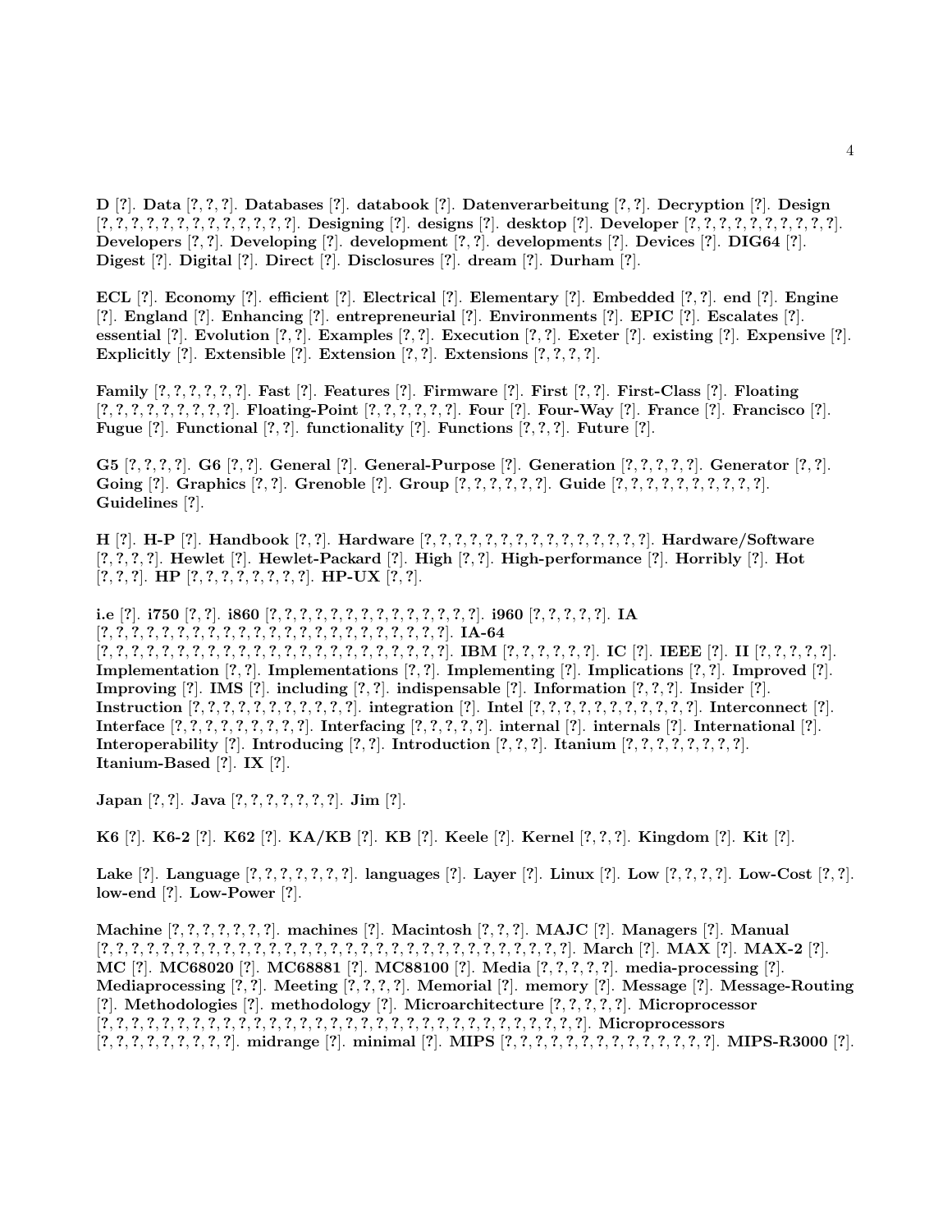**D** [?]. **Data** [?, ?, ?]. **Databases** [?]. **databook** [?]. **Datenverarbeitung** [?, ?]. **Decryption** [?]. **Design** [?, ?, ?, ?, ?, ?, ?, ?, ?, ?, ?, ?, ?, ?]. **Designing** [?]. **designs** [?]. **desktop** [?]. **Developer** [?, ?, ?, ?, ?, ?, ?, ?, ?, ?, ?]. **Developers** [?, ?]. **Developing** [?]. **development** [?, ?]. **developments** [?]. **Devices** [?]. **DIG64** [?]. **Digest** [?]. **Digital** [?]. **Direct** [?]. **Disclosures** [?]. **dream** [?]. **Durham** [?].

**ECL** [?]. **Economy** [?]. **efficient** [?]. **Electrical** [?]. **Elementary** [?]. **Embedded** [?, ?]. **end** [?]. **Engine** [?]. **England** [?]. **Enhancing** [?]. **entrepreneurial** [?]. **Environments** [?]. **EPIC** [?]. **Escalates** [?]. **essential** [?]. **Evolution** [?, ?]. **Examples** [?, ?]. **Execution** [?, ?]. **Exeter** [?]. **existing** [?]. **Expensive** [?]. **Explicitly** [?]. **Extensible** [?]. **Extension** [?, ?]. **Extensions** [?, ?, ?, ?].

**Family** [?, ?, ?, ?, ?, ?, ?]. **Fast** [?]. **Features** [?]. **Firmware** [?]. **First** [?, ?]. **First-Class** [?]. **Floating** [?, ?, ?, ?, ?, ?, ?, ?, ?, ?]. **Floating-Point** [?, ?, ?, ?, ?, ?, ?]. **Four** [?]. **Four-Way** [?]. **France** [?]. **Francisco** [?]. **Fugue** [?]. **Functional** [?, ?]. **functionality** [?]. **Functions** [?, ?, ?]. **Future** [?].

**G5** [?, ?, ?, ?]. **G6** [?, ?]. **General** [?]. **General-Purpose** [?]. **Generation** [?, ?, ?, ?, ?]. **Generator** [?, ?]. **Going** [?]. **Graphics** [?, ?]. **Grenoble** [?]. **Group** [?, ?, ?, ?, ?, ?, ?]. **Guide** [?, ?, ?, ?, ?, ?, ?, ?, ?, ?, ?, ?]. **Guidelines** [?].

**H** [?]. **H-P** [?]. **Handbook** [?, ?]. **Hardware** [?, ?, ?, ?, ?, ?, ?, ?, ?, ?, ?, ?, ?, ?, ?, ?, ?, ?]. **Hardware/Software** [?, ?, ?, ?]. **Hewlet** [?]. **Hewlet-Packard** [?]. **High** [?, ?]. **High-performance** [?]. **Horribly** [?]. **Hot** [?, ?, ?]. **HP** [?, ?, ?, ?, ?, ?, ?, ?, ?]. **HP-UX** [?, ?].

**i.e** [?]. **i750** [?, ?]. **i860** [?, ?, ?, ?, ?, ?, ?, ?, ?, ?, ?, ?, ?, ?, ?, ?]. **i960** [?, ?, ?, ?, ?]. **IA** [?, ?, ?, ?, ?, ?, ?, ?, ?, ?, ?, ?, ?, ?, ?, ?, ?, ?, ?, ?, ?, ?, ?, ?, ?, ?, ?, ?]. **IA-64** [?, ?, ?, ?, ?, ?, ?, ?, ?, ?, ?, ?, ?, ?, ?, ?, ?, ?, ?, ?, ?, ?, ?, ?, ?, ?, ?, ?]. **IBM** [?, ?, ?, ?, ?, ?]. **IC** [?]. **IEEE** [?]. **II** [?, ?, ?, ?, ?]. **Implementation** [?, ?]. **Implementations** [?, ?]. **Implementing** [?]. **Implications** [?, ?]. **Improved** [?]. **Improving** [?]. **IMS** [?]. **including** [?, ?]. **indispensable** [?]. **Information** [?, ?, ?]. **Insider** [?]. **Instruction** [?, ?, ?, ?, ?, ?, ?, ?, ?, ?, ?, ?]. **integration** [?]. **Intel** [?, ?, ?, ?, ?, ?, ?, ?, ?, ?, ?, ?]. **Interconnect** [?]. **Interface** [?, ?, ?, ?, ?, ?, ?, ?, ?, ?]. **Interfacing** [?, ?, ?, ?, ?]. **internal** [?]. **internals** [?]. **International** [?]. **Interoperability** [?]. **Introducing** [?, ?]. **Introduction** [?, ?, ?]. **Itanium** [?, ?, ?, ?, ?, ?, ?, ?, ?]. **Itanium-Based** [?]. **IX** [?].

**Japan** [?, ?]. **Java** [?, ?, ?, ?, ?, ?, ?, ?]. **Jim** [?].

**K6** [?]. **K6-2** [?]. **K62** [?]. **KA/KB** [?]. **KB** [?]. **Keele** [?]. **Kernel** [?, ?, ?]. **Kingdom** [?]. **Kit** [?].

**Lake** [?]. **Language** [?, ?, ?, ?, ?, ?, ?, ?]. **languages** [?]. **Layer** [?]. **Linux** [?]. **Low** [?, ?, ?, ?]. **Low-Cost** [?, ?]. **low-end** [?]. **Low-Power** [?].

**Machine** [?, ?, ?, ?, ?, ?, ?, ?]. **machines** [?]. **Macintosh** [?, ?, ?]. **MAJC** [?]. **Managers** [?]. **Manual** [?, ?, ?, ?, ?, ?, ?, ?, ?, ?, ?, ?, ?, ?, ?, ?, ?, ?, ?, ?, ?, ?, ?, ?, ?, ?, ?, ?, ?, ?, ?, ?, ?, ?]. **March** [?]. **MAX** [?]. **MAX-2** [?]. **MC** [?]. **MC68020** [?]. **MC68881** [?]. **MC88100** [?]. **Media** [?, ?, ?, ?, ?]. **media-processing** [?]. **Mediaprocessing** [?, ?]. **Meeting** [?, ?, ?, ?]. **Memorial** [?]. **memory** [?]. **Message** [?]. **Message-Routing** [?]. **Methodologies** [?]. **methodology** [?]. **Microarchitecture** [?, ?, ?, ?, ?]. **Microprocessor** [?, ?, ?, ?, ?, ?, ?, ?, ?, ?, ?, ?, ?, ?, ?, ?, ?, ?, ?, ?, ?, ?, ?, ?, ?, ?, ?, ?, ?, ?, ?, ?, ?, ?, ?, ?]. **Microprocessors** [?, ?, ?, ?, ?, ?, ?, ?, ?, ?]. **midrange** [?]. **minimal** [?]. **MIPS** [?, ?, ?, ?, ?, ?, ?, ?, ?, ?, ?, ?, ?, ?, ?, ?, ?]. **MIPS-R3000** [?].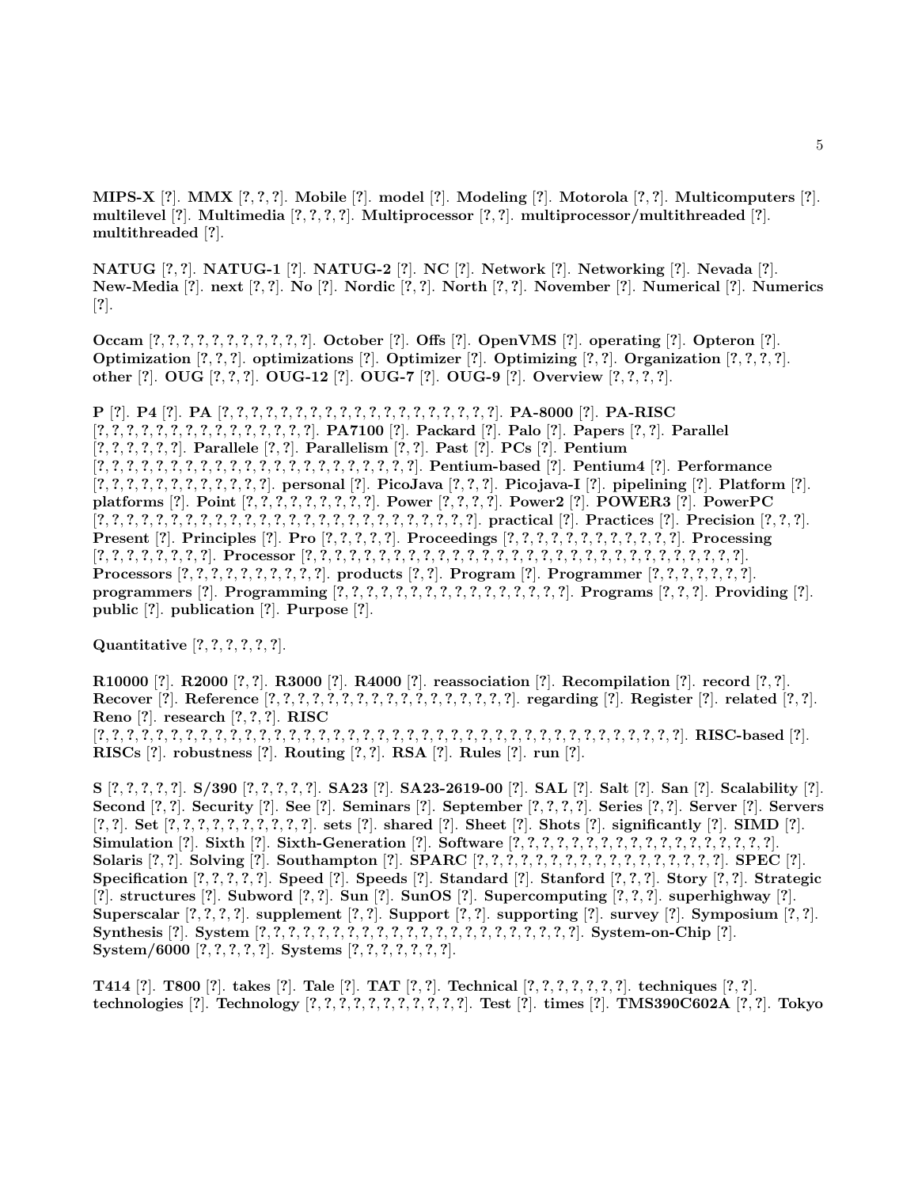**MIPS-X** [?]. **MMX** [?, ?, ?]. **Mobile** [?]. **model** [?]. **Modeling** [?]. **Motorola** [?, ?]. **Multicomputers** [?]. **multilevel** [?]. **Multimedia** [?, ?, ?, ?]. **Multiprocessor** [?, ?]. **multiprocessor/multithreaded** [?]. **multithreaded** [?].

**NATUG** [?, ?]. **NATUG-1** [?]. **NATUG-2** [?]. **NC** [?]. **Network** [?]. **Networking** [?]. **Nevada** [?]. **New-Media** [?]. **next** [?, ?]. **No** [?]. **Nordic** [?, ?]. **North** [?, ?]. **November** [?]. **Numerical** [?]. **Numerics** [?].

**Occam** [?, ?, ?, ?, ?, ?, ?, ?, ?, ?, ?, ?]. **October** [?]. **Offs** [?]. **OpenVMS** [?]. **operating** [?]. **Opteron** [?]. **Optimization** [?, ?, ?]. **optimizations** [?]. **Optimizer** [?]. **Optimizing** [?, ?]. **Organization** [?, ?, ?, ?]. **other** [?]. **OUG** [?, ?, ?]. **OUG-12** [?]. **OUG-7** [?]. **OUG-9** [?]. **Overview** [?, ?, ?, ?].

**P** [?]. **P4** [?]. **PA** [?, ?, ?, ?, ?, ?, ?, ?, ?, ?, ?, ?, ?, ?, ?, ?, ?, ?, ?, ?, ?, ?]. **PA-8000** [?]. **PA-RISC** [?, ?, ?, ?, ?, ?, ?, ?, ?, ?, ?, ?, ?, ?, ?, ?, ?, ?, ?]. **PA7100** [?]. **Packard** [?]. **Palo** [?]. **Papers** [?, ?]. **Parallel** [?, ?, ?, ?, ?, ?]. **Parallele** [?, ?]. **Parallelism** [?, ?]. **Past** [?]. **PCs** [?]. **Pentium** [?, ?, ?, ?, ?, ?, ?, ?, ?, ?, ?, ?, ?, ?, ?, ?, ?, ?, ?, ?, ?, ?, ?, ?, ?]. **Pentium-based** [?]. **Pentium4** [?]. **Performance** [?, ?, ?, ?, ?, ?, ?, ?, ?, ?, ?, ?, ?, ?]. **personal** [?]. **PicoJava** [?, ?, ?]. **Picojava-I** [?]. **pipelining** [?]. **Platform** [?]. **platforms** [?]. **Point** [?, ?, ?, ?, ?, ?, ?, ?, ?, ?, ?]. **Power** [?, ?, ?, ?]. **Power2** [?]. **POWER3** [?]. **PowerPC** [?, ?, ?, ?, ?, ?, ?, ?, ?, ?, ?, ?, ?, ?, ?, ?, ?, ?, ?, ?, ?, ?, ?, ?, ?, ?, ?, ?, ?, ?]. **practical** [?]. **Practices** [?]. **Precision** [?, ?, ?]. **Present** [?]. **Principles** [?]. **Pro** [?, ?, ?, ?, ?]. **Proceedings** [?, ?, ?, ?, ?, ?, ?, ?, ?, ?, ?, ?, ?, ?]. **Processing** [?, ?, ?, ?, ?, ?, ?, ?, ?, ?]. **Processor** [?, ?, ?, ?, ?, ?, ?, ?, ?, ?, ?, ?, ?, ?, ?, ?, ?, ?, ?, ?, ?, ?, ?, ?, ?, ?, ?, ?, ?, ?, ?, ?, ?, ?, ?, ?, ?, ?, ?, ?]. **Processors** [?, ?, ?, ?, ?, ?, ?, ?, ?, ?, ?, ?]. **products** [?, ?]. **Program** [?]. **Programmer** [?, ?, ?, ?, ?, ?, ?, ?]. **programmers** [?]. **Programming** [?, ?, ?, ?, ?, ?, ?, ?, ?, ?, ?, ?, ?, ?, ?, ?, ?, ?, ?]. **Programs** [?, ?, ?]. **Providing** [?]. **public** [?]. **publication** [?]. **Purpose** [?].

**Quantitative** [?, ?, ?, ?, ?, ?, ?].

**R10000** [?]. **R2000** [?, ?]. **R3000** [?]. **R4000** [?]. **reassociation** [?]. **Recompilation** [?]. **record** [?, ?]. **Recover** [?]. **Reference** [?, ?, ?, ?, ?, ?, ?, ?, ?, ?, ?, ?, ?, ?, ?, ?, ?, ?, ?, ?]. **regarding** [?]. **Register** [?]. **related** [?, ?]. **Reno** [?]. **research** [?, ?, ?]. **RISC** [?, ?, ?, ?, ?, ?, ?, ?, ?, ?, ?, ?, ?, ?, ?, ?, ?, ?, ?, ?, ?, ?, ?, ?, ?, ?, ?, ?, ?, ?, ?, ?, ?, ?, ?, ?, ?, ?, ?, ?, ?, ?, ?, ?, ?, ?, ?, ?, ?, ?]. **RISC-based** [?]. **RISCs** [?]. **robustness** [?]. **Routing** [?, ?]. **RSA** [?]. **Rules** [?]. **run** [?].

**S** [?, ?, ?, ?, ?, ?]. **S/390** [?, ?, ?, ?, ?, ?]. **SA23** [?]. **SA23-2619-00** [?]. **SAL** [?]. **Salt** [?]. **San** [?]. **Scalability** [?]. **Second** [?, ?]. **Security** [?]. **See** [?]. **Seminars** [?]. **September** [?, ?, ?, ?]. **Series** [?, ?]. **Server** [?]. **Servers** [?, ?]. **Set** [?, ?, ?, ?, ?, ?, ?, ?, ?, ?, ?, ?, ?]. **sets** [?]. **shared** [?]. **Sheet** [?]. **Shots** [?]. **significantly** [?]. **SIMD** [?]. **Simulation** [?]. **Sixth** [?]. **Sixth-Generation** [?]. **Software** [?, ?, ?, ?, ?, ?, ?, ?, ?, ?, ?, ?, ?, ?, ?, ?, ?, ?, ?, ?, ?, ?]. **Solaris** [?, ?]. **Solving** [?]. **Southampton** [?]. **SPARC** [?, ?, ?, ?, ?, ?, ?, ?, ?, ?, ?, ?, ?, ?, ?, ?, ?, ?, ?, ?]. **SPEC** [?]. **Specification** [?, ?, ?, ?, ?, ?]. **Speed** [?]. **Speeds** [?]. **Standard** [?]. **Stanford** [?, ?, ?]. **Story** [?, ?]. **Strategic** [?]. **structures** [?]. **Subword** [?, ?]. **Sun** [?]. **SunOS** [?]. **Supercomputing** [?, ?, ?]. **superhighway** [?]. **Superscalar** [?, ?, ?, ?]. **supplement** [?, ?]. **Support** [?, ?]. **supporting** [?]. **survey** [?]. **Symposium** [?, ?]. **Synthesis** [?]. **System** [?, ?, ?, ?, ?, ?, ?, ?, ?, ?, ?, ?, ?, ?, ?, ?, ?, ?, ?, ?, ?, ?, ?, ?]. **System-on-Chip** [?]. **System/6000** [?, ?, ?, ?, ?]. **Systems** [?, ?, ?, ?, ?, ?, ?, ?].

**T414** [?]. **T800** [?]. **takes** [?]. **Tale** [?]. **TAT** [?, ?]. **Technical** [?, ?, ?, ?, ?, ?, ?, ?]. **techniques** [?, ?]. **technologies** [?]. **Technology** [?, ?, ?, ?, ?, ?, ?, ?, ?, ?, ?, ?, ?]. **Test** [?]. **times** [?]. **TMS390C602A** [?, ?]. **Tokyo**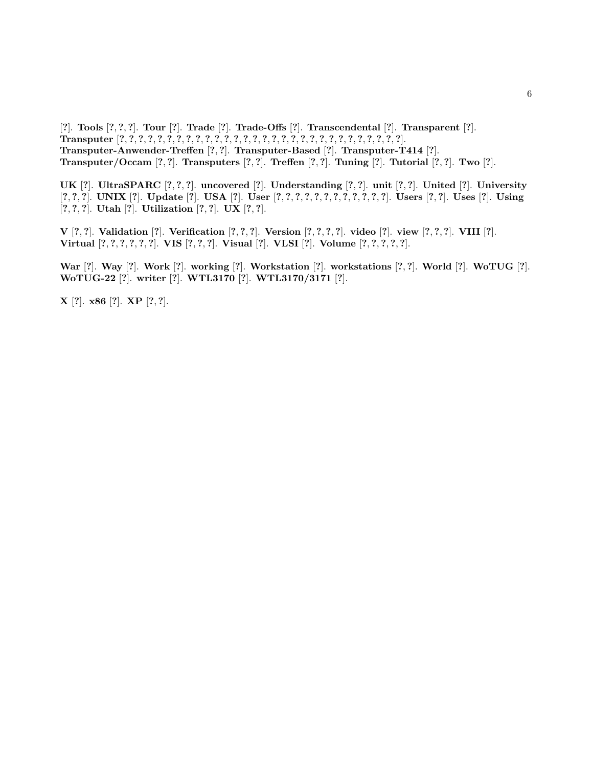[?]. **Tools** [?, ?, ?]. **Tour** [?]. **Trade** [?]. **Trade-Offs** [?]. **Transcendental** [?]. **Transparent** [?]. **Transputer** [?, ?, ?, ?, ?, ?, ?, ?, ?, ?, ?, ?, ?, ?, ?, ?, ?, ?, ?, ?, ?, ?, ?, ?, ?, ?, ?, ?, ?, ?, ?, ?]. **Transputer-Anwender-Treffen** [?, ?]. **Transputer-Based** [?]. **Transputer-T414** [?]. **Transputer/Occam** [?, ?]. **Transputers** [?, ?]. **Treffen** [?, ?]. **Tuning** [?]. **Tutorial** [?, ?]. **Two** [?].

**UK** [?]. **UltraSPARC** [?, ?, ?]. **uncovered** [?]. **Understanding** [?, ?]. **unit** [?, ?]. **United** [?]. **University** [?, ?, ?]. **UNIX** [?]. **Update** [?]. **USA** [?]. **User** [?, ?, ?, ?, ?, ?, ?, ?, ?, ?, ?, ?, ?]. **Users** [?, ?]. **Uses** [?]. **Using** [?, ?, ?]. **Utah** [?]. **Utilization** [?, ?]. **UX** [?, ?].

**V** [?, ?]. **Validation** [?]. **Verification** [?, ?, ?]. **Version** [?, ?, ?, ?]. **video** [?]. **view** [?, ?, ?]. **VIII** [?]. **Virtual** [?, ?, ?, ?, ?, ?]. **VIS** [?, ?, ?]. **Visual** [?]. **VLSI** [?]. **Volume** [?, ?, ?, ?, ?].

**War** [?]. **Way** [?]. **Work** [?]. **working** [?]. **Workstation** [?]. **workstations** [?, ?]. **World** [?]. **WoTUG** [?]. **WoTUG-22** [?]. **writer** [?]. **WTL3170** [?]. **WTL3170/3171** [?].

**X** [?]. **x86** [?]. **XP** [?, ?].